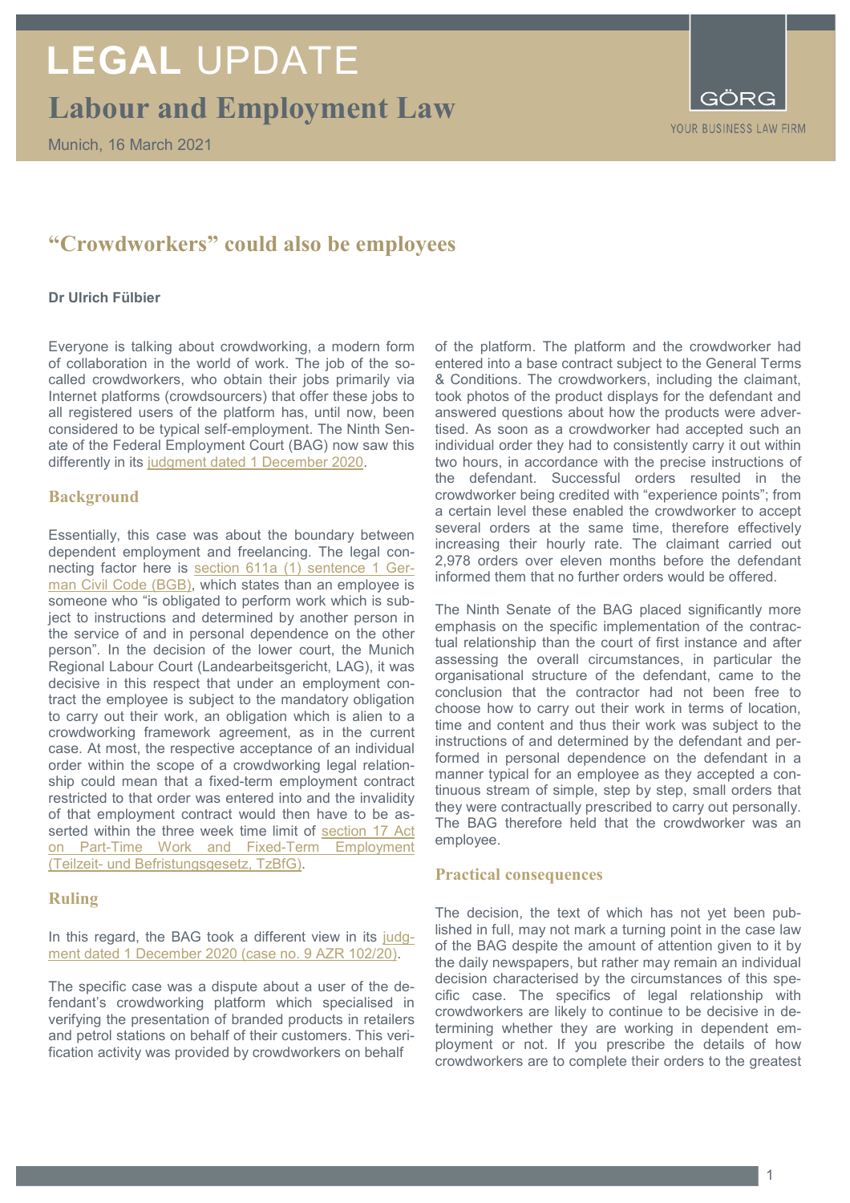# LEGAL UPDATE

## Labour and Employment Law

Munich, 16 March 2021

GÖRG
YOUR BUSINESS LAW FIRM

## "Crowdworkers" could also be employees

**Dr Ulrich Fülbier**

Everyone is talking about crowdworking, a modern form of collaboration in the world of work. The job of the so-called crowdworkers, who obtain their jobs primarily via Internet platforms (crowdsourcers) that offer these jobs to all registered users of the platform has, until now, been considered to be typical self-employment. The Ninth Senate of the Federal Employment Court (BAG) now saw this differently in its judgment dated 1 December 2020.

### Background

Essentially, this case was about the boundary between dependent employment and freelancing. The legal connecting factor here is section 611a (1) sentence 1 German Civil Code (BGB), which states than an employee is someone who "is obligated to perform work which is subject to instructions and determined by another person in the service of and in personal dependence on the other person". In the decision of the lower court, the Munich Regional Labour Court (Landearbeitsgericht, LAG), it was decisive in this respect that under an employment contract the employee is subject to the mandatory obligation to carry out their work, an obligation which is alien to a crowdworking framework agreement, as in the current case. At most, the respective acceptance of an individual order within the scope of a crowdworking legal relationship could mean that a fixed-term employment contract restricted to that order was entered into and the invalidity of that employment contract would then have to be asserted within the three week time limit of section 17 Act on Part-Time Work and Fixed-Term Employment (Teilzeit- und Befristungsgesetz, TzBfG).

### Ruling

In this regard, the BAG took a different view in its judgment dated 1 December 2020 (case no. 9 AZR 102/20).

The specific case was a dispute about a user of the defendant's crowdworking platform which specialised in verifying the presentation of branded products in retailers and petrol stations on behalf of their customers. This verification activity was provided by crowdworkers on behalf of the platform. The platform and the crowdworker had entered into a base contract subject to the General Terms & Conditions. The crowdworkers, including the claimant, took photos of the product displays for the defendant and answered questions about how the products were advertised. As soon as a crowdworker had accepted such an individual order they had to consistently carry it out within two hours, in accordance with the precise instructions of the defendant. Successful orders resulted in the crowdworker being credited with "experience points"; from a certain level these enabled the crowdworker to accept several orders at the same time, therefore effectively increasing their hourly rate. The claimant carried out 2,978 orders over eleven months before the defendant informed them that no further orders would be offered.

The Ninth Senate of the BAG placed significantly more emphasis on the specific implementation of the contractual relationship than the court of first instance and after assessing the overall circumstances, in particular the organisational structure of the defendant, came to the conclusion that the contractor had not been free to choose how to carry out their work in terms of location, time and content and thus their work was subject to the instructions of and determined by the defendant and performed in personal dependence on the defendant in a manner typical for an employee as they accepted a continuous stream of simple, step by step, small orders that they were contractually prescribed to carry out personally. The BAG therefore held that the crowdworker was an employee.

### Practical consequences

The decision, the text of which has not yet been published in full, may not mark a turning point in the case law of the BAG despite the amount of attention given to it by the daily newspapers, but rather may remain an individual decision characterised by the circumstances of this specific case. The specifics of legal relationship with crowdworkers are likely to continue to be decisive in determining whether they are working in dependent employment or not. If you prescribe the details of how crowdworkers are to complete their orders to the greatest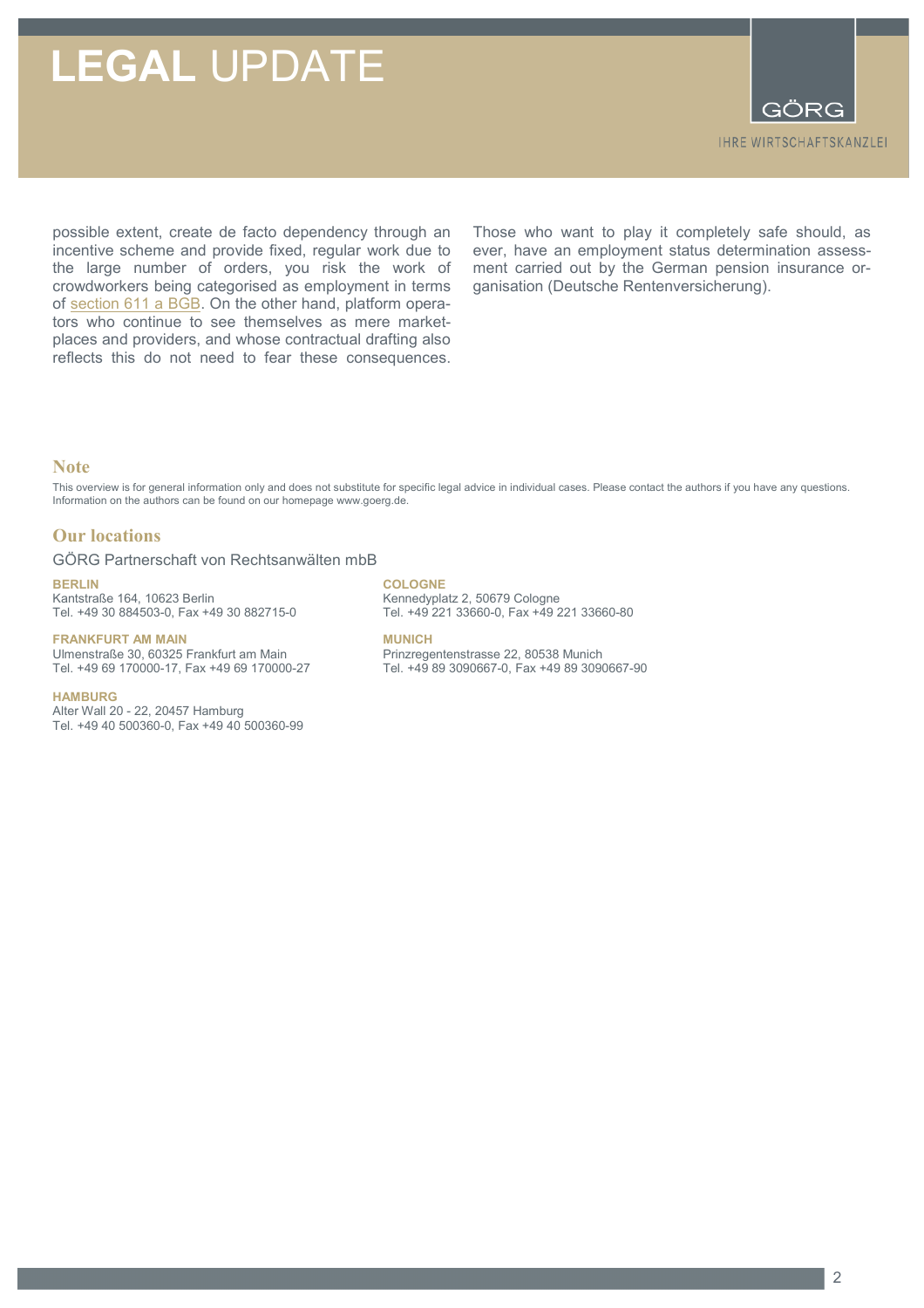possible extent, create de facto dependency through an incentive scheme and provide fixed, regular work due to the large number of orders, you risk the work of crowdworkers being categorised as employment in terms of section 611 a BGB. On the other hand, platform operators who continue to see themselves as mere marketplaces and providers, and whose contractual drafting also reflects this do not need to fear these consequences.

Those who want to play it completely safe should, as ever, have an employment status determination assessment carried out by the German pension insurance organisation (Deutsche Rentenversicherung).

## Note

This overview is for general information only and does not substitute for specific legal advice in individual cases. Please contact the authors if you have any questions. Information on the authors can be found on our homepage www.goerg.de.

## Our locations

GÖRG Partnerschaft von Rechtsanwälten mbB

**BERLIN**
Kantstraße 164, 10623 Berlin
Tel. +49 30 884503-0, Fax +49 30 882715-0

**FRANKFURT AM MAIN**
Ulmenstraße 30, 60325 Frankfurt am Main
Tel. +49 69 170000-17, Fax +49 69 170000-27

**HAMBURG**
Alter Wall 20 - 22, 20457 Hamburg
Tel. +49 40 500360-0, Fax +49 40 500360-99

**COLOGNE**
Kennedyplatz 2, 50679 Cologne
Tel. +49 221 33660-0, Fax +49 221 33660-80

**MUNICH**
Prinzregentenstrasse 22, 80538 Munich
Tel. +49 89 3090667-0, Fax +49 89 3090667-90